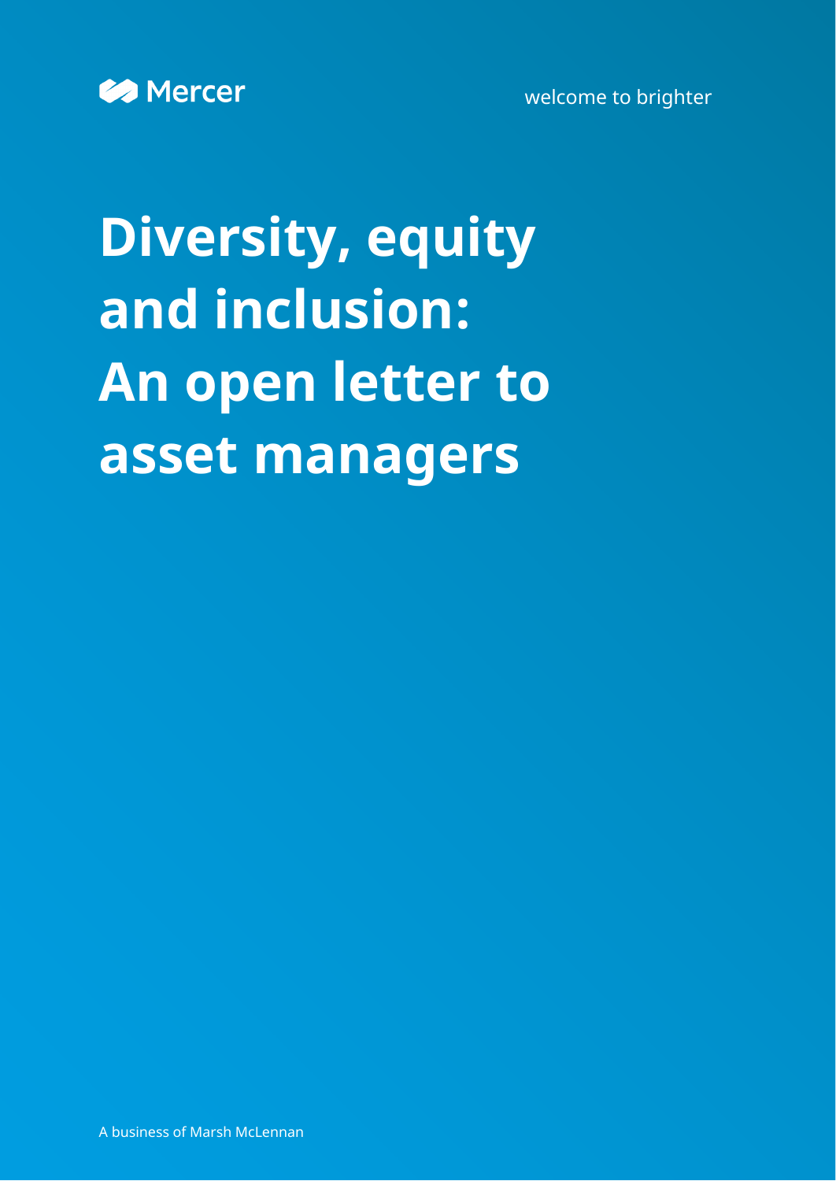Mercer

welcome to brighter

# Diversity, equity and inclusion: An open letter to asset managers

A business of Marsh McLennan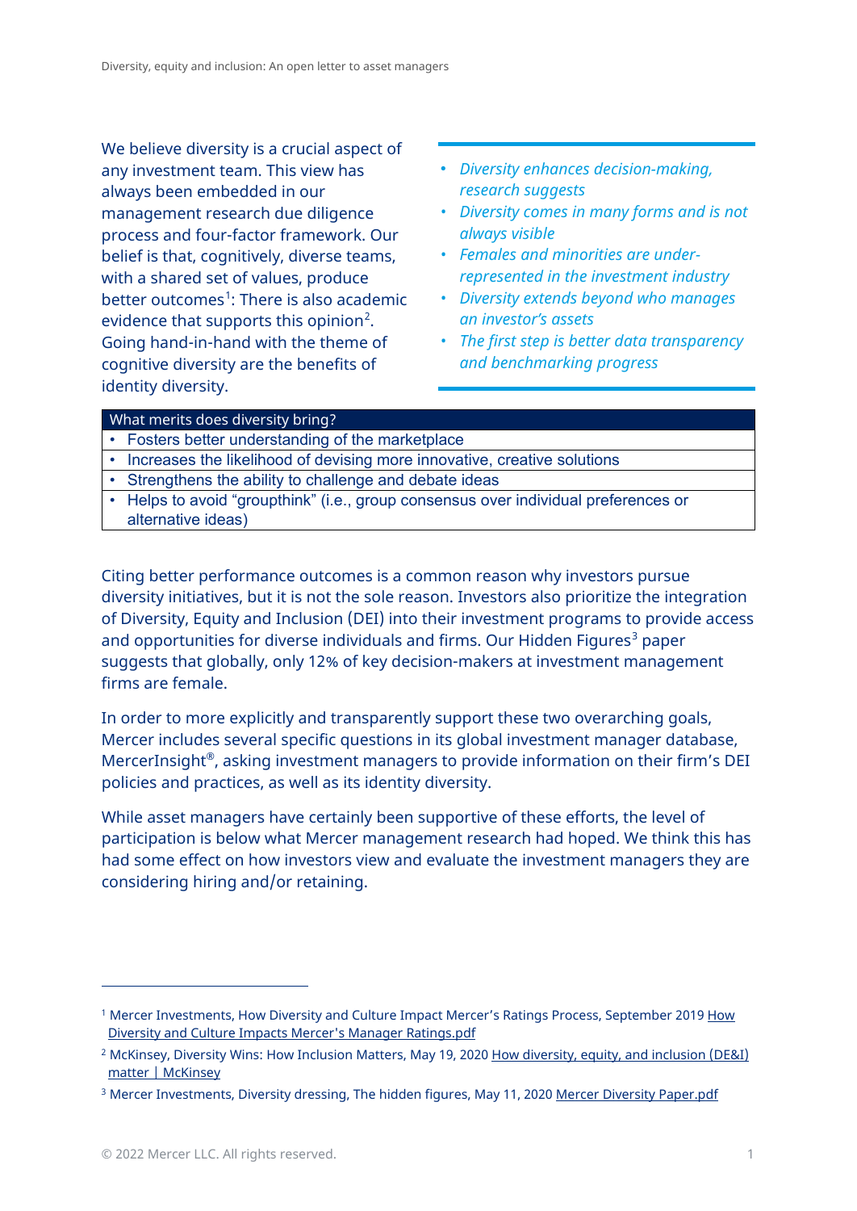We believe diversity is a crucial aspect of any investment team. This view has always been embedded in our management research due diligence process and four-factor framework. Our belief is that, cognitively, diverse teams, with a shared set of values, produce better outcomes[1]: There is also academic evidence that supports this opinion[2]. Going hand-in-hand with the theme of cognitive diversity are the benefits of identity diversity.

- *Diversity enhances decision-making, research suggests*
- *Diversity comes in many forms and is not always visible*
- *Females and minorities are under-represented in the investment industry*
- *Diversity extends beyond who manages an investor's assets*
- *The first step is better data transparency and benchmarking progress*

| What merits does diversity bring? |
| --- |
| • Fosters better understanding of the marketplace |
| • Increases the likelihood of devising more innovative, creative solutions |
| • Strengthens the ability to challenge and debate ideas |
| • Helps to avoid "groupthink" (i.e., group consensus over individual preferences or alternative ideas) |

Citing better performance outcomes is a common reason why investors pursue diversity initiatives, but it is not the sole reason. Investors also prioritize the integration of Diversity, Equity and Inclusion (DEI) into their investment programs to provide access and opportunities for diverse individuals and firms. Our Hidden Figures[3] paper suggests that globally, only 12% of key decision-makers at investment management firms are female.

In order to more explicitly and transparently support these two overarching goals, Mercer includes several specific questions in its global investment manager database, MercerInsight®, asking investment managers to provide information on their firm's DEI policies and practices, as well as its identity diversity.

While asset managers have certainly been supportive of these efforts, the level of participation is below what Mercer management research had hoped. We think this has had some effect on how investors view and evaluate the investment managers they are considering hiring and/or retaining.

---

[1] Mercer Investments, How Diversity and Culture Impact Mercer's Ratings Process, September 2019 How Diversity and Culture Impacts Mercer's Manager Ratings.pdf

[2] McKinsey, Diversity Wins: How Inclusion Matters, May 19, 2020 How diversity, equity, and inclusion (DE&I) matter | McKinsey

[3] Mercer Investments, Diversity dressing, The hidden figures, May 11, 2020 Mercer Diversity Paper.pdf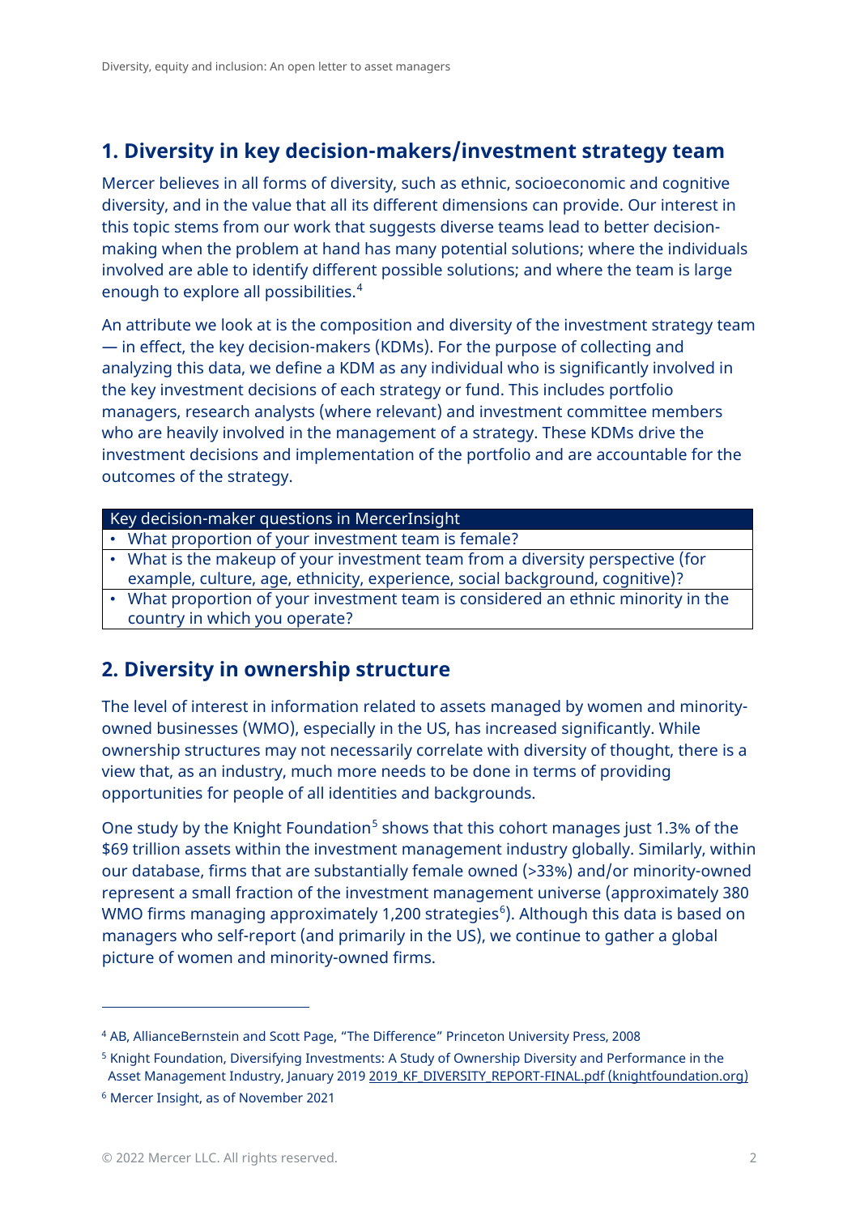## 1. Diversity in key decision-makers/investment strategy team

Mercer believes in all forms of diversity, such as ethnic, socioeconomic and cognitive diversity, and in the value that all its different dimensions can provide. Our interest in this topic stems from our work that suggests diverse teams lead to better decision-making when the problem at hand has many potential solutions; where the individuals involved are able to identify different possible solutions; and where the team is large enough to explore all possibilities.[4]

An attribute we look at is the composition and diversity of the investment strategy team — in effect, the key decision-makers (KDMs). For the purpose of collecting and analyzing this data, we define a KDM as any individual who is significantly involved in the key investment decisions of each strategy or fund. This includes portfolio managers, research analysts (where relevant) and investment committee members who are heavily involved in the management of a strategy. These KDMs drive the investment decisions and implementation of the portfolio and are accountable for the outcomes of the strategy.

| Key decision-maker questions in MercerInsight |
| --- |
| • What proportion of your investment team is female? |
| • What is the makeup of your investment team from a diversity perspective (for example, culture, age, ethnicity, experience, social background, cognitive)? |
| • What proportion of your investment team is considered an ethnic minority in the country in which you operate? |

## 2. Diversity in ownership structure

The level of interest in information related to assets managed by women and minority-owned businesses (WMO), especially in the US, has increased significantly. While ownership structures may not necessarily correlate with diversity of thought, there is a view that, as an industry, much more needs to be done in terms of providing opportunities for people of all identities and backgrounds.

One study by the Knight Foundation[5] shows that this cohort manages just 1.3% of the $69 trillion assets within the investment management industry globally. Similarly, within our database, firms that are substantially female owned (>33%) and/or minority-owned represent a small fraction of the investment management universe (approximately 380 WMO firms managing approximately 1,200 strategies[6]). Although this data is based on managers who self-report (and primarily in the US), we continue to gather a global picture of women and minority-owned firms.

---

[4] AB, AllianceBernstein and Scott Page, "The Difference" Princeton University Press, 2008

[5] Knight Foundation, Diversifying Investments: A Study of Ownership Diversity and Performance in the Asset Management Industry, January 2019 2019_KF_DIVERSITY_REPORT-FINAL.pdf (knightfoundation.org)

[6] Mercer Insight, as of November 2021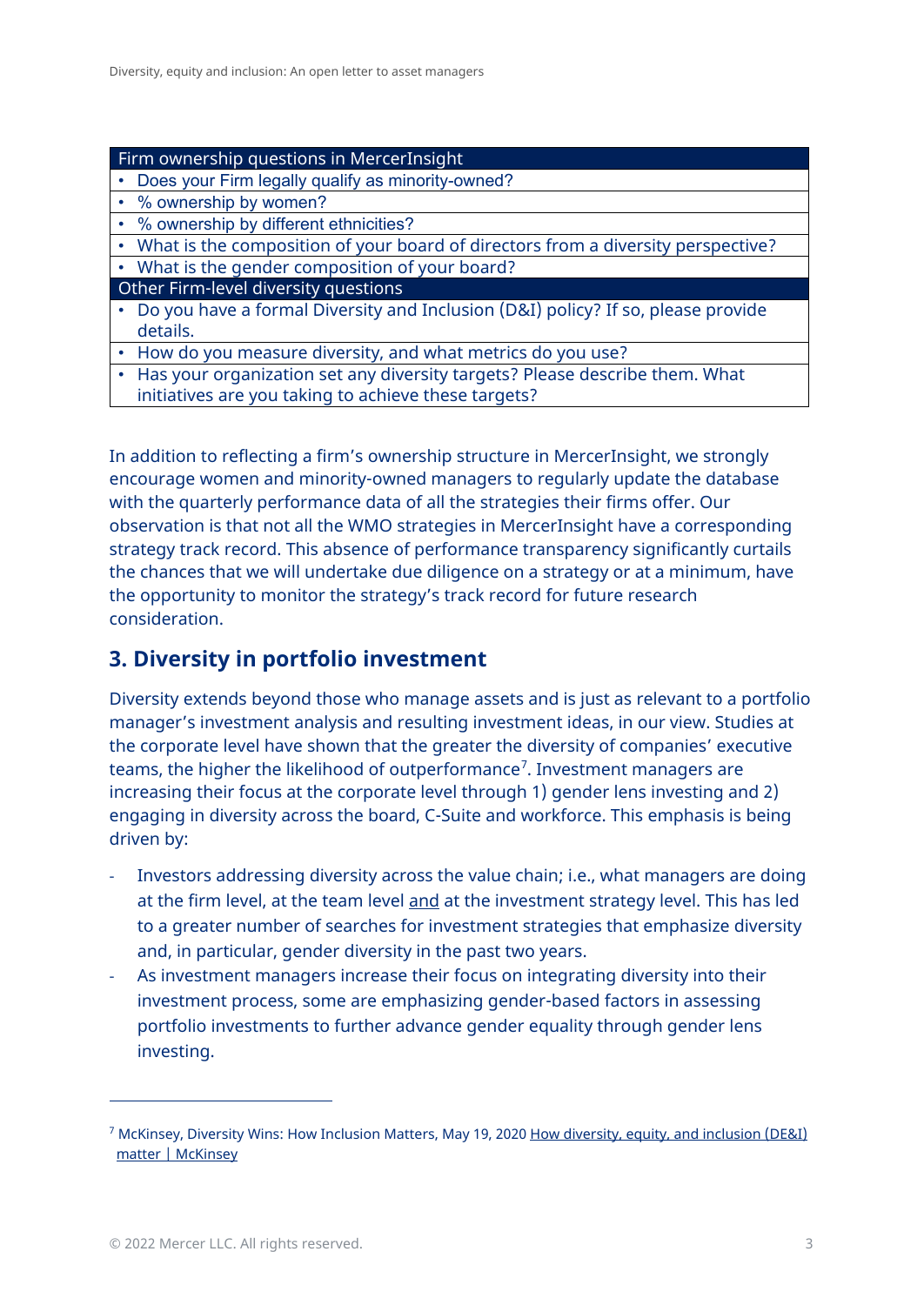| Firm ownership questions in MercerInsight |
| --- |
| • Does your Firm legally qualify as minority-owned? |
| • % ownership by women? |
| • % ownership by different ethnicities? |
| • What is the composition of your board of directors from a diversity perspective? |
| • What is the gender composition of your board? |
| **Other Firm-level diversity questions** |
| • Do you have a formal Diversity and Inclusion (D&I) policy? If so, please provide details. |
| • How do you measure diversity, and what metrics do you use? |
| • Has your organization set any diversity targets? Please describe them. What initiatives are you taking to achieve these targets? |

In addition to reflecting a firm's ownership structure in MercerInsight, we strongly encourage women and minority-owned managers to regularly update the database with the quarterly performance data of all the strategies their firms offer. Our observation is that not all the WMO strategies in MercerInsight have a corresponding strategy track record. This absence of performance transparency significantly curtails the chances that we will undertake due diligence on a strategy or at a minimum, have the opportunity to monitor the strategy's track record for future research consideration.

## 3. Diversity in portfolio investment

Diversity extends beyond those who manage assets and is just as relevant to a portfolio manager's investment analysis and resulting investment ideas, in our view. Studies at the corporate level have shown that the greater the diversity of companies' executive teams, the higher the likelihood of outperformance[7]. Investment managers are increasing their focus at the corporate level through 1) gender lens investing and 2) engaging in diversity across the board, C-Suite and workforce. This emphasis is being driven by:

- Investors addressing diversity across the value chain; i.e., what managers are doing at the firm level, at the team level and at the investment strategy level. This has led to a greater number of searches for investment strategies that emphasize diversity and, in particular, gender diversity in the past two years.
- As investment managers increase their focus on integrating diversity into their investment process, some are emphasizing gender-based factors in assessing portfolio investments to further advance gender equality through gender lens investing.

[7] McKinsey, Diversity Wins: How Inclusion Matters, May 19, 2020 How diversity, equity, and inclusion (DE&I) matter | McKinsey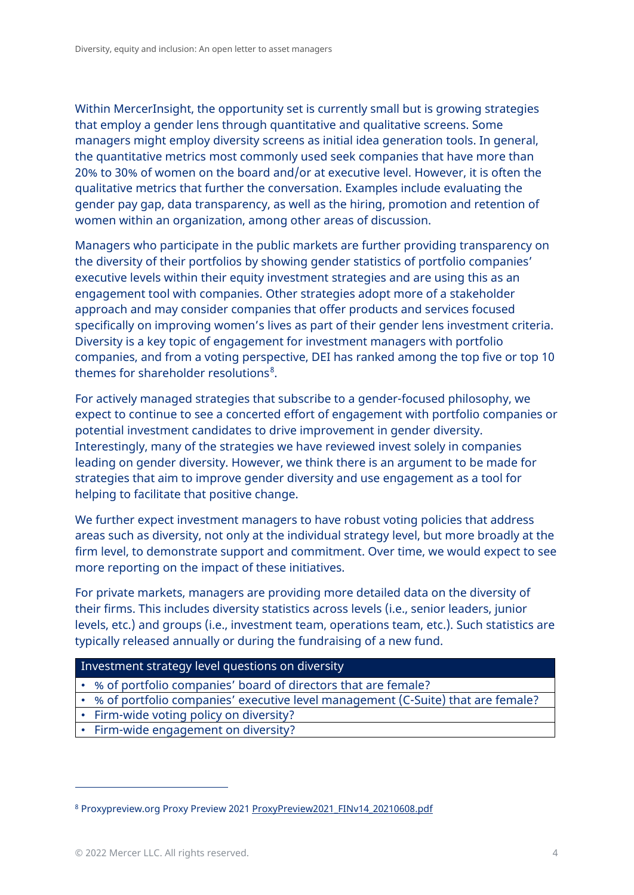Within MercerInsight, the opportunity set is currently small but is growing strategies that employ a gender lens through quantitative and qualitative screens. Some managers might employ diversity screens as initial idea generation tools. In general, the quantitative metrics most commonly used seek companies that have more than 20% to 30% of women on the board and/or at executive level. However, it is often the qualitative metrics that further the conversation. Examples include evaluating the gender pay gap, data transparency, as well as the hiring, promotion and retention of women within an organization, among other areas of discussion.

Managers who participate in the public markets are further providing transparency on the diversity of their portfolios by showing gender statistics of portfolio companies' executive levels within their equity investment strategies and are using this as an engagement tool with companies. Other strategies adopt more of a stakeholder approach and may consider companies that offer products and services focused specifically on improving women's lives as part of their gender lens investment criteria. Diversity is a key topic of engagement for investment managers with portfolio companies, and from a voting perspective, DEI has ranked among the top five or top 10 themes for shareholder resolutions[8].

For actively managed strategies that subscribe to a gender-focused philosophy, we expect to continue to see a concerted effort of engagement with portfolio companies or potential investment candidates to drive improvement in gender diversity. Interestingly, many of the strategies we have reviewed invest solely in companies leading on gender diversity. However, we think there is an argument to be made for strategies that aim to improve gender diversity and use engagement as a tool for helping to facilitate that positive change.

We further expect investment managers to have robust voting policies that address areas such as diversity, not only at the individual strategy level, but more broadly at the firm level, to demonstrate support and commitment. Over time, we would expect to see more reporting on the impact of these initiatives.

For private markets, managers are providing more detailed data on the diversity of their firms. This includes diversity statistics across levels (i.e., senior leaders, junior levels, etc.) and groups (i.e., investment team, operations team, etc.). Such statistics are typically released annually or during the fundraising of a new fund.

| Investment strategy level questions on diversity |
| --- |
| • % of portfolio companies' board of directors that are female? |
| • % of portfolio companies' executive level management (C-Suite) that are female? |
| • Firm-wide voting policy on diversity? |
| • Firm-wide engagement on diversity? |

[8] Proxypreview.org Proxy Preview 2021 ProxyPreview2021_FINv14_20210608.pdf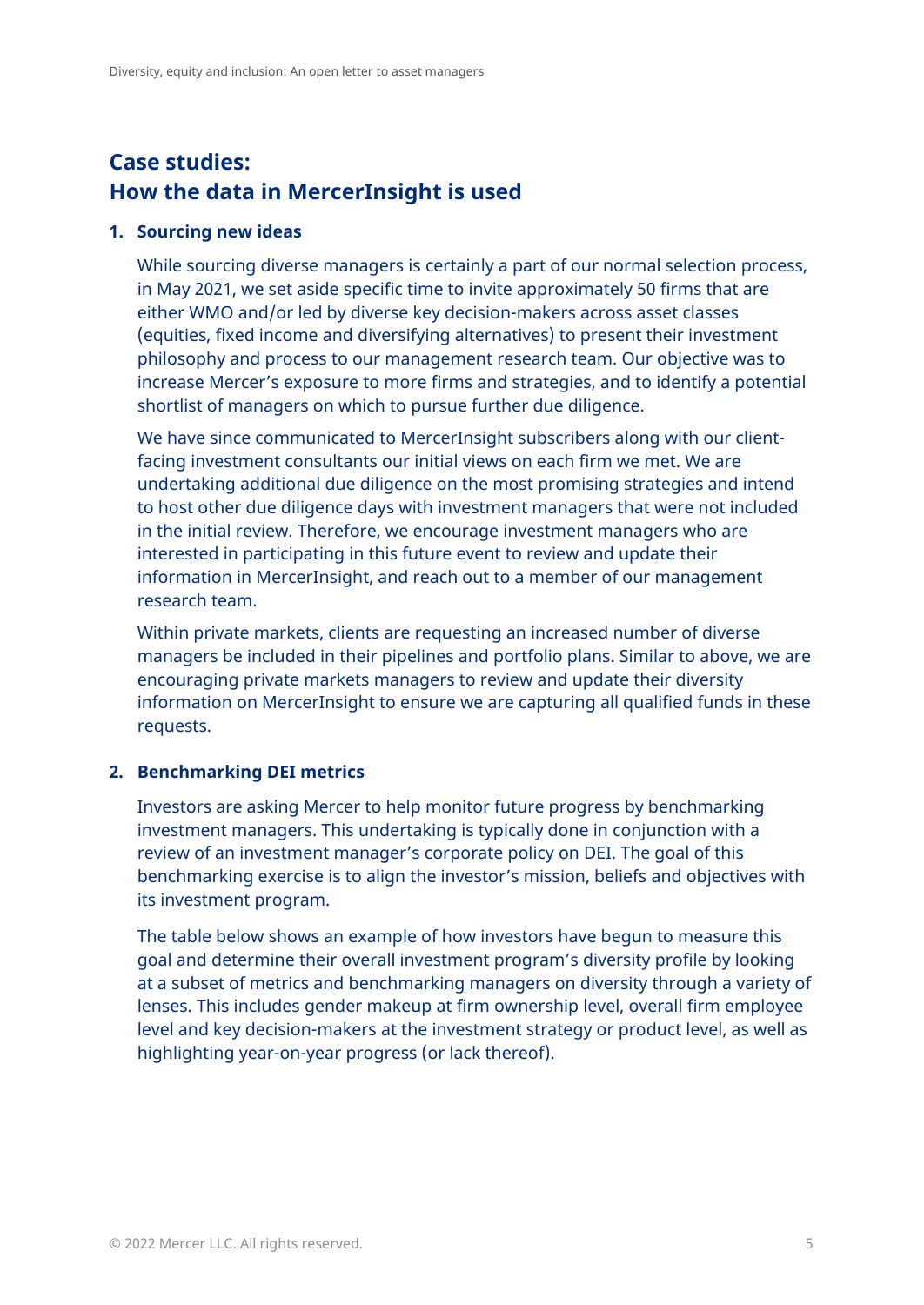## Case studies: How the data in MercerInsight is used

### 1. Sourcing new ideas

While sourcing diverse managers is certainly a part of our normal selection process, in May 2021, we set aside specific time to invite approximately 50 firms that are either WMO and/or led by diverse key decision-makers across asset classes (equities, fixed income and diversifying alternatives) to present their investment philosophy and process to our management research team. Our objective was to increase Mercer's exposure to more firms and strategies, and to identify a potential shortlist of managers on which to pursue further due diligence.

We have since communicated to MercerInsight subscribers along with our client-facing investment consultants our initial views on each firm we met. We are undertaking additional due diligence on the most promising strategies and intend to host other due diligence days with investment managers that were not included in the initial review. Therefore, we encourage investment managers who are interested in participating in this future event to review and update their information in MercerInsight, and reach out to a member of our management research team.

Within private markets, clients are requesting an increased number of diverse managers be included in their pipelines and portfolio plans. Similar to above, we are encouraging private markets managers to review and update their diversity information on MercerInsight to ensure we are capturing all qualified funds in these requests.

### 2. Benchmarking DEI metrics

Investors are asking Mercer to help monitor future progress by benchmarking investment managers. This undertaking is typically done in conjunction with a review of an investment manager's corporate policy on DEI. The goal of this benchmarking exercise is to align the investor's mission, beliefs and objectives with its investment program.

The table below shows an example of how investors have begun to measure this goal and determine their overall investment program's diversity profile by looking at a subset of metrics and benchmarking managers on diversity through a variety of lenses. This includes gender makeup at firm ownership level, overall firm employee level and key decision-makers at the investment strategy or product level, as well as highlighting year-on-year progress (or lack thereof).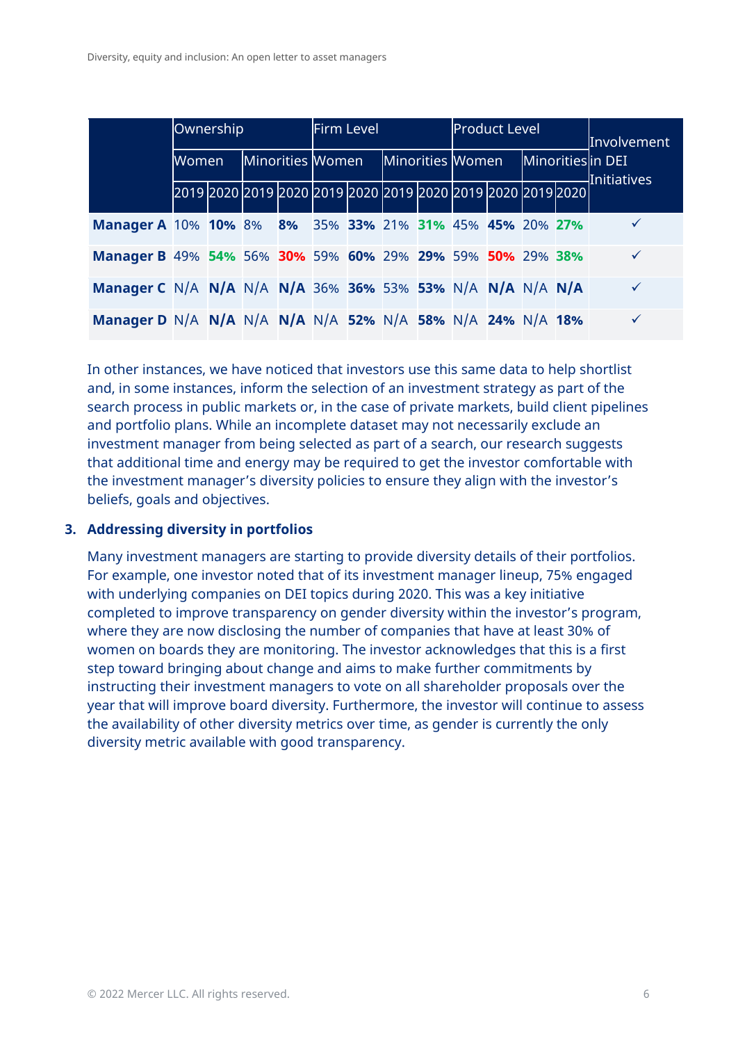| | Ownership | | | | Firm Level | | | | Product Level | | | | Involvement in DEI Initiatives |
|---|---|---|---|---|---|---|---|---|---|---|---|---|---|
| | Women | | Minorities | | Women | | Minorities | | Women | | Minorities | | |
| | 2019 | 2020 | 2019 | 2020 | 2019 | 2020 | 2019 | 2020 | 2019 | 2020 | 2019 | 2020 | |
| **Manager A** | 10% | **10%** | 8% | **8%** | 35% | **33%** | 21% | **31%** | 45% | **45%** | 20% | **27%** | ✓ |
| **Manager B** | 49% | **54%** | 56% | **30%** | 59% | **60%** | 29% | **29%** | 59% | **50%** | 29% | **38%** | ✓ |
| **Manager C** | N/A | **N/A** | N/A | **N/A** | 36% | **36%** | 53% | **53%** | N/A | **N/A** | N/A | **N/A** | ✓ |
| **Manager D** | N/A | **N/A** | N/A | **N/A** | N/A | **52%** | N/A | **58%** | N/A | **24%** | N/A | **18%** | ✓ |

In other instances, we have noticed that investors use this same data to help shortlist and, in some instances, inform the selection of an investment strategy as part of the search process in public markets or, in the case of private markets, build client pipelines and portfolio plans. While an incomplete dataset may not necessarily exclude an investment manager from being selected as part of a search, our research suggests that additional time and energy may be required to get the investor comfortable with the investment manager's diversity policies to ensure they align with the investor's beliefs, goals and objectives.

### 3. Addressing diversity in portfolios

Many investment managers are starting to provide diversity details of their portfolios. For example, one investor noted that of its investment manager lineup, 75% engaged with underlying companies on DEI topics during 2020. This was a key initiative completed to improve transparency on gender diversity within the investor's program, where they are now disclosing the number of companies that have at least 30% of women on boards they are monitoring. The investor acknowledges that this is a first step toward bringing about change and aims to make further commitments by instructing their investment managers to vote on all shareholder proposals over the year that will improve board diversity. Furthermore, the investor will continue to assess the availability of other diversity metrics over time, as gender is currently the only diversity metric available with good transparency.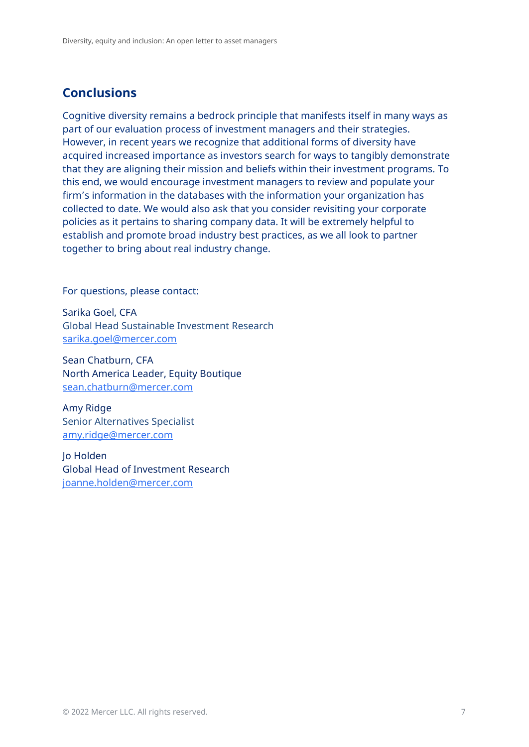## Conclusions

Cognitive diversity remains a bedrock principle that manifests itself in many ways as part of our evaluation process of investment managers and their strategies. However, in recent years we recognize that additional forms of diversity have acquired increased importance as investors search for ways to tangibly demonstrate that they are aligning their mission and beliefs within their investment programs. To this end, we would encourage investment managers to review and populate your firm's information in the databases with the information your organization has collected to date. We would also ask that you consider revisiting your corporate policies as it pertains to sharing company data. It will be extremely helpful to establish and promote broad industry best practices, as we all look to partner together to bring about real industry change.

For questions, please contact:

Sarika Goel, CFA
Global Head Sustainable Investment Research
sarika.goel@mercer.com

Sean Chatburn, CFA
North America Leader, Equity Boutique
sean.chatburn@mercer.com

Amy Ridge
Senior Alternatives Specialist
amy.ridge@mercer.com

Jo Holden
Global Head of Investment Research
joanne.holden@mercer.com

© 2022 Mercer LLC. All rights reserved.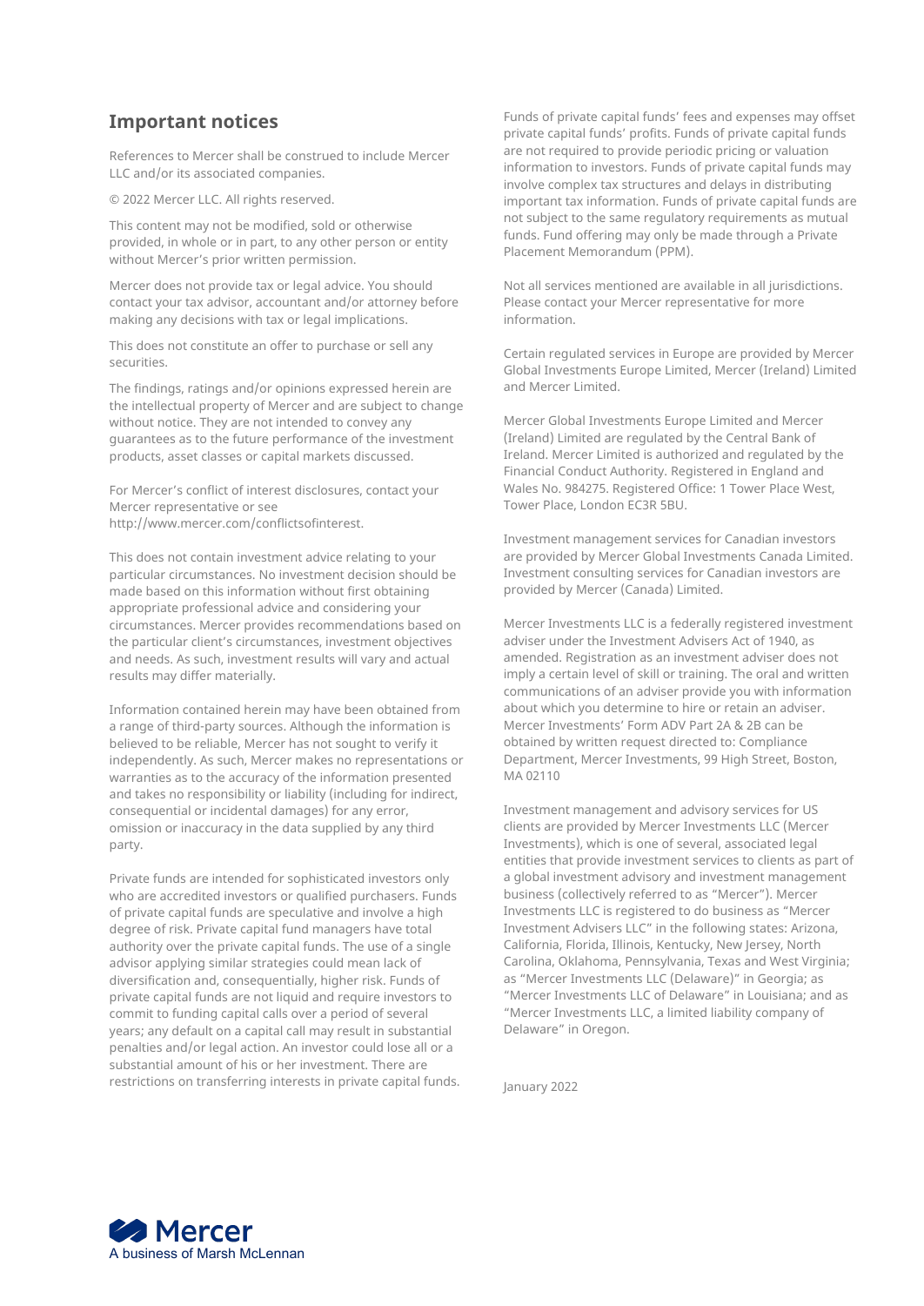## Important notices

References to Mercer shall be construed to include Mercer LLC and/or its associated companies.

© 2022 Mercer LLC. All rights reserved.

This content may not be modified, sold or otherwise provided, in whole or in part, to any other person or entity without Mercer's prior written permission.

Mercer does not provide tax or legal advice. You should contact your tax advisor, accountant and/or attorney before making any decisions with tax or legal implications.

This does not constitute an offer to purchase or sell any securities.

The findings, ratings and/or opinions expressed herein are the intellectual property of Mercer and are subject to change without notice. They are not intended to convey any guarantees as to the future performance of the investment products, asset classes or capital markets discussed.

For Mercer's conflict of interest disclosures, contact your Mercer representative or see http://www.mercer.com/conflictsofinterest.

This does not contain investment advice relating to your particular circumstances. No investment decision should be made based on this information without first obtaining appropriate professional advice and considering your circumstances. Mercer provides recommendations based on the particular client's circumstances, investment objectives and needs. As such, investment results will vary and actual results may differ materially.

Information contained herein may have been obtained from a range of third-party sources. Although the information is believed to be reliable, Mercer has not sought to verify it independently. As such, Mercer makes no representations or warranties as to the accuracy of the information presented and takes no responsibility or liability (including for indirect, consequential or incidental damages) for any error, omission or inaccuracy in the data supplied by any third party.

Private funds are intended for sophisticated investors only who are accredited investors or qualified purchasers. Funds of private capital funds are speculative and involve a high degree of risk. Private capital fund managers have total authority over the private capital funds. The use of a single advisor applying similar strategies could mean lack of diversification and, consequentially, higher risk. Funds of private capital funds are not liquid and require investors to commit to funding capital calls over a period of several years; any default on a capital call may result in substantial penalties and/or legal action. An investor could lose all or a substantial amount of his or her investment. There are restrictions on transferring interests in private capital funds. Funds of private capital funds' fees and expenses may offset private capital funds' profits. Funds of private capital funds are not required to provide periodic pricing or valuation information to investors. Funds of private capital funds may involve complex tax structures and delays in distributing important tax information. Funds of private capital funds are not subject to the same regulatory requirements as mutual funds. Fund offering may only be made through a Private Placement Memorandum (PPM).

Not all services mentioned are available in all jurisdictions. Please contact your Mercer representative for more information.

Certain regulated services in Europe are provided by Mercer Global Investments Europe Limited, Mercer (Ireland) Limited and Mercer Limited.

Mercer Global Investments Europe Limited and Mercer (Ireland) Limited are regulated by the Central Bank of Ireland. Mercer Limited is authorized and regulated by the Financial Conduct Authority. Registered in England and Wales No. 984275. Registered Office: 1 Tower Place West, Tower Place, London EC3R 5BU.

Investment management services for Canadian investors are provided by Mercer Global Investments Canada Limited. Investment consulting services for Canadian investors are provided by Mercer (Canada) Limited.

Mercer Investments LLC is a federally registered investment adviser under the Investment Advisers Act of 1940, as amended. Registration as an investment adviser does not imply a certain level of skill or training. The oral and written communications of an adviser provide you with information about which you determine to hire or retain an adviser. Mercer Investments' Form ADV Part 2A & 2B can be obtained by written request directed to: Compliance Department, Mercer Investments, 99 High Street, Boston, MA 02110

Investment management and advisory services for US clients are provided by Mercer Investments LLC (Mercer Investments), which is one of several, associated legal entities that provide investment services to clients as part of a global investment advisory and investment management business (collectively referred to as "Mercer"). Mercer Investments LLC is registered to do business as "Mercer Investment Advisers LLC" in the following states: Arizona, California, Florida, Illinois, Kentucky, New Jersey, North Carolina, Oklahoma, Pennsylvania, Texas and West Virginia; as "Mercer Investments LLC (Delaware)" in Georgia; as "Mercer Investments LLC of Delaware" in Louisiana; and as "Mercer Investments LLC, a limited liability company of Delaware" in Oregon.

January 2022

Mercer
A business of Marsh McLennan